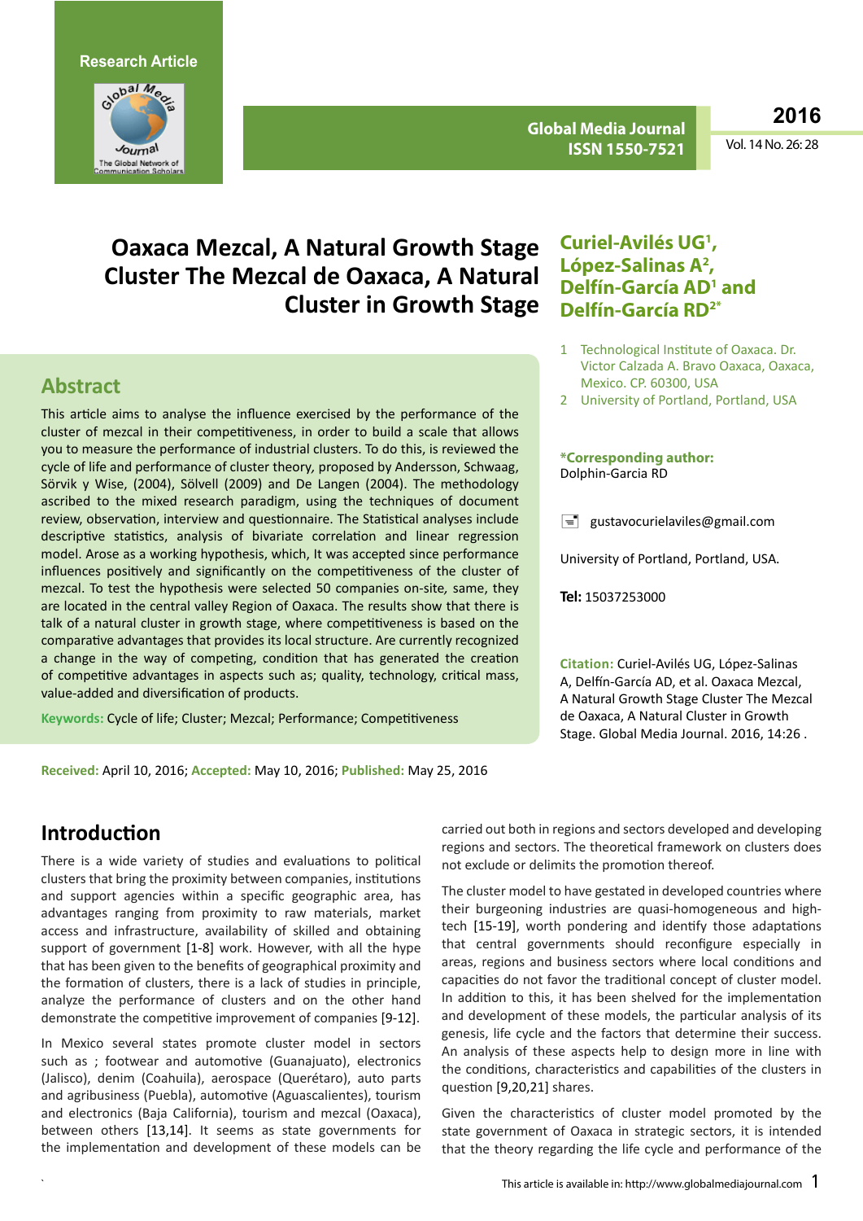Research Article

# Oaxaca Mezcal, A Natural Growth Stage Cluster The Mezcal de Oaxaca, A Natural Cluster in Growth Stage

**Curiel-Avilés UG[1], López-Salinas A[2], Delfín-García AD[1] and Delfín-García RD[2*]**

1 Technological Institute of Oaxaca. Dr. Victor Calzada A. Bravo Oaxaca, Oaxaca, Mexico. CP. 60300, USA

2 University of Portland, Portland, USA

**\*Corresponding author:** Dolphin-Garcia RD

gustavocurielaviles@gmail.com

University of Portland, Portland, USA.

**Tel:** 15037253000

**Citation:** Curiel-Avilés UG, López-Salinas A, Delfín-García AD, et al. Oaxaca Mezcal, A Natural Growth Stage Cluster The Mezcal de Oaxaca, A Natural Cluster in Growth Stage. Global Media Journal. 2016, 14:26 .

## Abstract

This article aims to analyse the influence exercised by the performance of the cluster of mezcal in their competitiveness, in order to build a scale that allows you to measure the performance of industrial clusters. To do this, is reviewed the cycle of life and performance of cluster theory, proposed by Andersson, Schwaag, Sörvik y Wise, (2004), Sölvell (2009) and De Langen (2004). The methodology ascribed to the mixed research paradigm, using the techniques of document review, observation, interview and questionnaire. The Statistical analyses include descriptive statistics, analysis of bivariate correlation and linear regression model. Arose as a working hypothesis, which, It was accepted since performance influences positively and significantly on the competitiveness of the cluster of mezcal. To test the hypothesis were selected 50 companies on-site, same, they are located in the central valley Region of Oaxaca. The results show that there is talk of a natural cluster in growth stage, where competitiveness is based on the comparative advantages that provides its local structure. Are currently recognized a change in the way of competing, condition that has generated the creation of competitive advantages in aspects such as; quality, technology, critical mass, value-added and diversification of products.

**Keywords:** Cycle of life; Cluster; Mezcal; Performance; Competitiveness

**Received:** April 10, 2016; **Accepted:** May 10, 2016; **Published:** May 25, 2016

## Introduction

There is a wide variety of studies and evaluations to political clusters that bring the proximity between companies, institutions and support agencies within a specific geographic area, has advantages ranging from proximity to raw materials, market access and infrastructure, availability of skilled and obtaining support of government [1-8] work. However, with all the hype that has been given to the benefits of geographical proximity and the formation of clusters, there is a lack of studies in principle, analyze the performance of clusters and on the other hand demonstrate the competitive improvement of companies [9-12].

In Mexico several states promote cluster model in sectors such as ; footwear and automotive (Guanajuato), electronics (Jalisco), denim (Coahuila), aerospace (Querétaro), auto parts and agribusiness (Puebla), automotive (Aguascalientes), tourism and electronics (Baja California), tourism and mezcal (Oaxaca), between others [13,14]. It seems as state governments for the implementation and development of these models can be carried out both in regions and sectors developed and developing regions and sectors. The theoretical framework on clusters does not exclude or delimits the promotion thereof.

The cluster model to have gestated in developed countries where their burgeoning industries are quasi-homogeneous and high-tech [15-19], worth pondering and identify those adaptations that central governments should reconfigure especially in areas, regions and business sectors where local conditions and capacities do not favor the traditional concept of cluster model. In addition to this, it has been shelved for the implementation and development of these models, the particular analysis of its genesis, life cycle and the factors that determine their success. An analysis of these aspects help to design more in line with the conditions, characteristics and capabilities of the clusters in question [9,20,21] shares.

Given the characteristics of cluster model promoted by the state government of Oaxaca in strategic sectors, it is intended that the theory regarding the life cycle and performance of the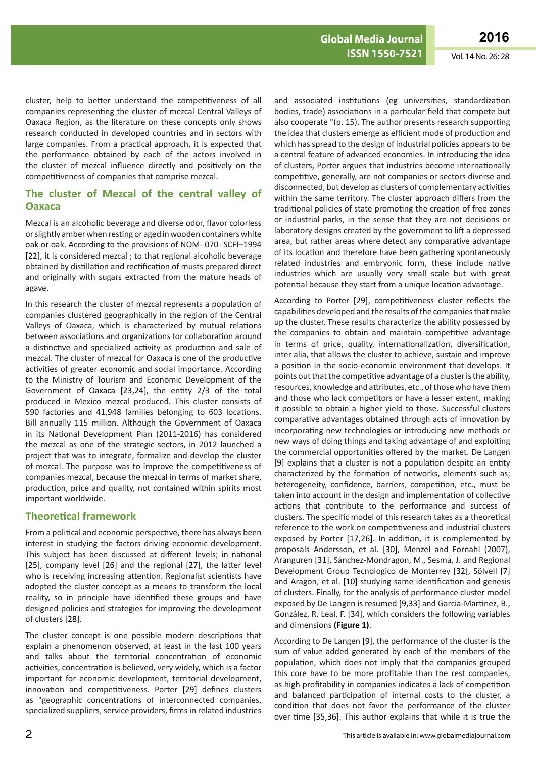cluster, help to better understand the competitiveness of all companies representing the cluster of mezcal Central Valleys of Oaxaca Region, as the literature on these concepts only shows research conducted in developed countries and in sectors with large companies. From a practical approach, it is expected that the performance obtained by each of the actors involved in the cluster of mezcal influence directly and positively on the competitiveness of companies that comprise mezcal.

## The cluster of Mezcal of the central valley of Oaxaca

Mezcal is an alcoholic beverage and diverse odor, flavor colorless or slightly amber when resting or aged in wooden containers white oak or oak. According to the provisions of NOM- 070- SCFI–1994 [22], it is considered mezcal ; to that regional alcoholic beverage obtained by distillation and rectification of musts prepared direct and originally with sugars extracted from the mature heads of agave.

In this research the cluster of mezcal represents a population of companies clustered geographically in the region of the Central Valleys of Oaxaca, which is characterized by mutual relations between associations and organizations for collaboration around a distinctive and specialized activity as production and sale of mezcal. The cluster of mezcal for Oaxaca is one of the productive activities of greater economic and social importance. According to the Ministry of Tourism and Economic Development of the Government of Oaxaca [23,24], the entity 2/3 of the total produced in Mexico mezcal produced. This cluster consists of 590 factories and 41,948 families belonging to 603 locations. Bill annually 115 million. Although the Government of Oaxaca in its National Development Plan (2011-2016) has considered the mezcal as one of the strategic sectors, in 2012 launched a project that was to integrate, formalize and develop the cluster of mezcal. The purpose was to improve the competitiveness of companies mezcal, because the mezcal in terms of market share, production, price and quality, not contained within spirits most important worldwide.

## Theoretical framework

From a political and economic perspective, there has always been interest in studying the factors driving economic development. This subject has been discussed at different levels; in national [25], company level [26] and the regional [27], the latter level who is receiving increasing attention. Regionalist scientists have adopted the cluster concept as a means to transform the local reality, so in principle have identified these groups and have designed policies and strategies for improving the development of clusters [28].

The cluster concept is one possible modern descriptions that explain a phenomenon observed, at least in the last 100 years and talks about the territorial concentration of economic activities, concentration is believed, very widely, which is a factor important for economic development, territorial development, innovation and competitiveness. Porter [29] defines clusters as "geographic concentrations of interconnected companies, specialized suppliers, service providers, firms in related industries and associated institutions (eg universities, standardization bodies, trade) associations in a particular field that compete but also cooperate "(p. 15). The author presents research supporting the idea that clusters emerge as efficient mode of production and which has spread to the design of industrial policies appears to be a central feature of advanced economies. In introducing the idea of clusters, Porter argues that industries become internationally competitive, generally, are not companies or sectors diverse and disconnected, but develop as clusters of complementary activities within the same territory. The cluster approach differs from the traditional policies of state promoting the creation of free zones or industrial parks, in the sense that they are not decisions or laboratory designs created by the government to lift a depressed area, but rather areas where detect any comparative advantage of its location and therefore have been gathering spontaneously related industries and embryonic form, these include native industries which are usually very small scale but with great potential because they start from a unique location advantage.

According to Porter [29], competitiveness cluster reflects the capabilities developed and the results of the companies that make up the cluster. These results characterize the ability possessed by the companies to obtain and maintain competitive advantage in terms of price, quality, internationalization, diversification, inter alia, that allows the cluster to achieve, sustain and improve a position in the socio-economic environment that develops. It points out that the competitive advantage of a cluster is the ability, resources, knowledge and attributes, etc., of those who have them and those who lack competitors or have a lesser extent, making it possible to obtain a higher yield to those. Successful clusters comparative advantages obtained through acts of innovation by incorporating new technologies or introducing new methods or new ways of doing things and taking advantage of and exploiting the commercial opportunities offered by the market. De Langen [9] explains that a cluster is not a population despite an entity characterized by the formation of networks, elements such as; heterogeneity, confidence, barriers, competition, etc., must be taken into account in the design and implementation of collective actions that contribute to the performance and success of clusters. The specific model of this research takes as a theoretical reference to the work on competitiveness and industrial clusters exposed by Porter [17,26]. In addition, it is complemented by proposals Andersson, et al. [30], Menzel and Fornahl (2007), Aranguren [31], Sánchez-Mondragon, M., Sesma, J. and Regional Development Group Tecnologico de Monterrey [32], Sölvell [7] and Aragon, et al. [10] studying same identification and genesis of clusters. Finally, for the analysis of performance cluster model exposed by De Langen is resumed [9,33] and Garcia-Martinez, B., González, R. Leal, F. [34], which considers the following variables and dimensions **(Figure 1)**.

According to De Langen [9], the performance of the cluster is the sum of value added generated by each of the members of the population, which does not imply that the companies grouped this core have to be more profitable than the rest companies, as high profitability in companies indicates a lack of competition and balanced participation of internal costs to the cluster, a condition that does not favor the performance of the cluster over time [35,36]. This author explains that while it is true the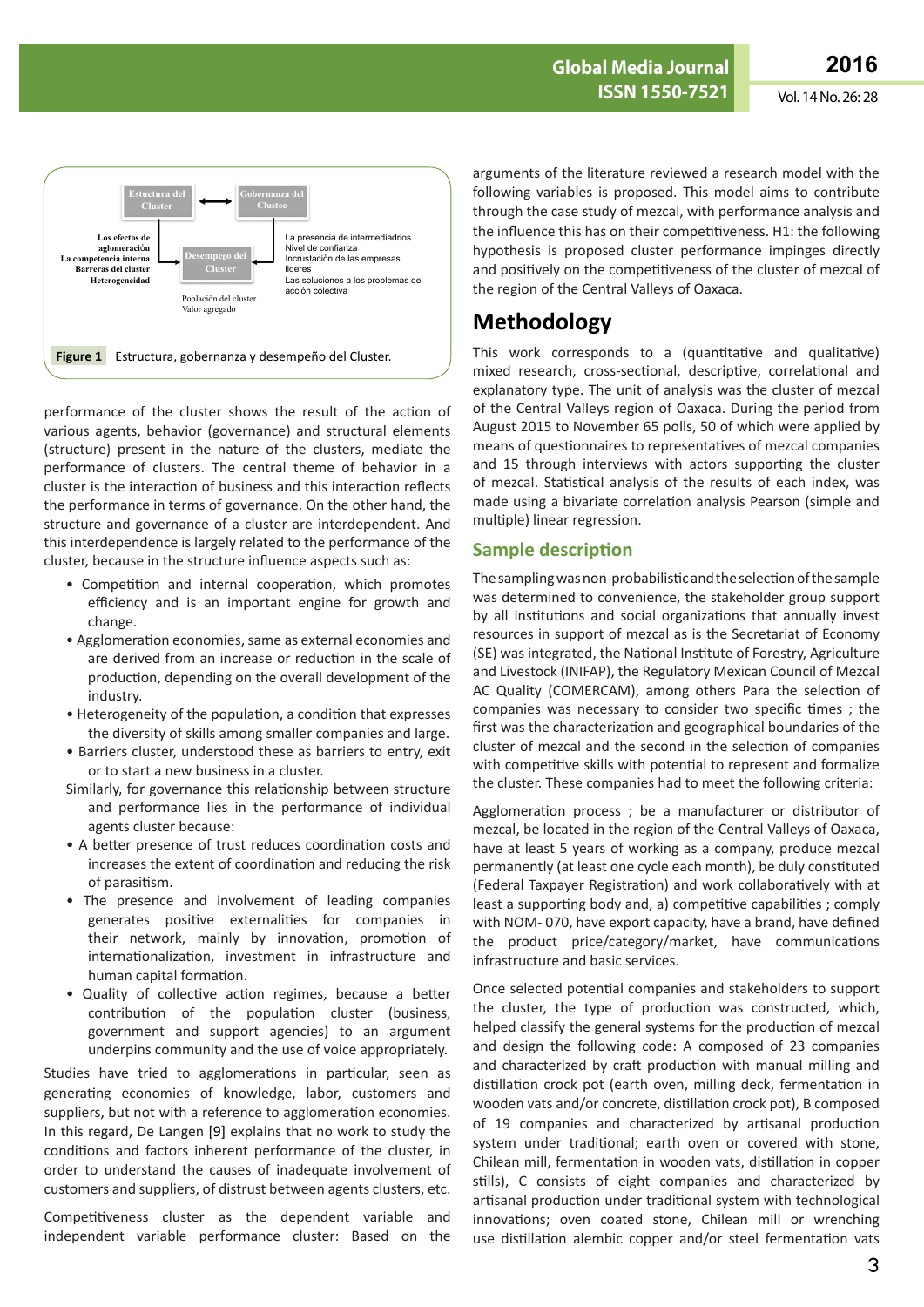Estuctura del Cluster

Gobernanza del Clustee

Los efectos de aglomeración
La competencia interna
Barreras del cluster
Heterogeneidad

Desempeño del Cluster

La presencia de intermediadrios
Nivel de confianza
Incrustación de las empresas líderes
Las soluciones a los problemas de acción colectiva

Población del cluster
Valor agregado

**Figure 1** Estructura, gobernanza y desempeño del Cluster.

performance of the cluster shows the result of the action of various agents, behavior (governance) and structural elements (structure) present in the nature of the clusters, mediate the performance of clusters. The central theme of behavior in a cluster is the interaction of business and this interaction reflects the performance in terms of governance. On the other hand, the structure and governance of a cluster are interdependent. And this interdependence is largely related to the performance of the cluster, because in the structure influence aspects such as:

- Competition and internal cooperation, which promotes efficiency and is an important engine for growth and change.
- Agglomeration economies, same as external economies and are derived from an increase or reduction in the scale of production, depending on the overall development of the industry.
- Heterogeneity of the population, a condition that expresses the diversity of skills among smaller companies and large.
- Barriers cluster, understood these as barriers to entry, exit or to start a new business in a cluster.

Similarly, for governance this relationship between structure and performance lies in the performance of individual agents cluster because:

- A better presence of trust reduces coordination costs and increases the extent of coordination and reducing the risk of parasitism.
- The presence and involvement of leading companies generates positive externalities for companies in their network, mainly by innovation, promotion of internationalization, investment in infrastructure and human capital formation.
- Quality of collective action regimes, because a better contribution of the population cluster (business, government and support agencies) to an argument underpins community and the use of voice appropriately.

Studies have tried to agglomerations in particular, seen as generating economies of knowledge, labor, customers and suppliers, but not with a reference to agglomeration economies. In this regard, De Langen [9] explains that no work to study the conditions and factors inherent performance of the cluster, in order to understand the causes of inadequate involvement of customers and suppliers, of distrust between agents clusters, etc.

Competitiveness cluster as the dependent variable and independent variable performance cluster: Based on the arguments of the literature reviewed a research model with the following variables is proposed. This model aims to contribute through the case study of mezcal, with performance analysis and the influence this has on their competitiveness. H1: the following hypothesis is proposed cluster performance impinges directly and positively on the competitiveness of the cluster of mezcal of the region of the Central Valleys of Oaxaca.

## Methodology

This work corresponds to a (quantitative and qualitative) mixed research, cross-sectional, descriptive, correlational and explanatory type. The unit of analysis was the cluster of mezcal of the Central Valleys region of Oaxaca. During the period from August 2015 to November 65 polls, 50 of which were applied by means of questionnaires to representatives of mezcal companies and 15 through interviews with actors supporting the cluster of mezcal. Statistical analysis of the results of each index, was made using a bivariate correlation analysis Pearson (simple and multiple) linear regression.

### Sample description

The sampling was non-probabilistic and the selection of the sample was determined to convenience, the stakeholder group support by all institutions and social organizations that annually invest resources in support of mezcal as is the Secretariat of Economy (SE) was integrated, the National Institute of Forestry, Agriculture and Livestock (INIFAP), the Regulatory Mexican Council of Mezcal AC Quality (COMERCAM), among others Para the selection of companies was necessary to consider two specific times ; the first was the characterization and geographical boundaries of the cluster of mezcal and the second in the selection of companies with competitive skills with potential to represent and formalize the cluster. These companies had to meet the following criteria:

Agglomeration process ; be a manufacturer or distributor of mezcal, be located in the region of the Central Valleys of Oaxaca, have at least 5 years of working as a company, produce mezcal permanently (at least one cycle each month), be duly constituted (Federal Taxpayer Registration) and work collaboratively with at least a supporting body and, a) competitive capabilities ; comply with NOM- 070, have export capacity, have a brand, have defined the product price/category/market, have communications infrastructure and basic services.

Once selected potential companies and stakeholders to support the cluster, the type of production was constructed, which, helped classify the general systems for the production of mezcal and design the following code: A composed of 23 companies and characterized by craft production with manual milling and distillation crock pot (earth oven, milling deck, fermentation in wooden vats and/or concrete, distillation crock pot), B composed of 19 companies and characterized by artisanal production system under traditional; earth oven or covered with stone, Chilean mill, fermentation in wooden vats, distillation in copper stills), C consists of eight companies and characterized by artisanal production under traditional system with technological innovations; oven coated stone, Chilean mill or wrenching use distillation alembic copper and/or steel fermentation vats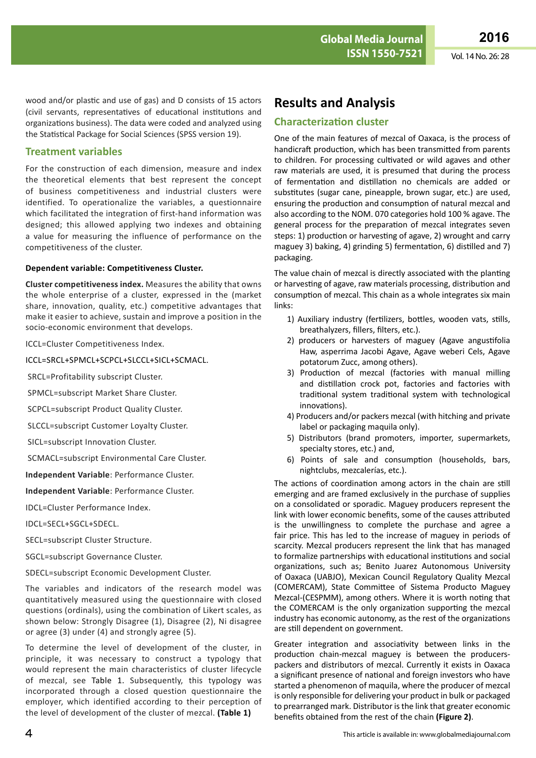wood and/or plastic and use of gas) and D consists of 15 actors (civil servants, representatives of educational institutions and organizations business). The data were coded and analyzed using the Statistical Package for Social Sciences (SPSS version 19).

## Treatment variables

For the construction of each dimension, measure and index the theoretical elements that best represent the concept of business competitiveness and industrial clusters were identified. To operationalize the variables, a questionnaire which facilitated the integration of first-hand information was designed; this allowed applying two indexes and obtaining a value for measuring the influence of performance on the competitiveness of the cluster.

**Dependent variable: Competitiveness Cluster.**

**Cluster competitiveness index.** Measures the ability that owns the whole enterprise of a cluster, expressed in the (market share, innovation, quality, etc.) competitive advantages that make it easier to achieve, sustain and improve a position in the socio-economic environment that develops.

ICCL=Cluster Competitiveness Index.

ICCL=SRCL+SPMCL+SCPCL+SLCCL+SICL+SCMACL.

SRCL=Profitability subscript Cluster.

SPMCL=subscript Market Share Cluster.

SCPCL=subscript Product Quality Cluster.

SLCCL=subscript Customer Loyalty Cluster.

SICL=subscript Innovation Cluster.

SCMACL=subscript Environmental Care Cluster.

**Independent Variable**: Performance Cluster.

**Independent Variable**: Performance Cluster.

IDCL=Cluster Performance Index.

IDCL=SECL+SGCL+SDECL.

SECL=subscript Cluster Structure.

SGCL=subscript Governance Cluster.

SDECL=subscript Economic Development Cluster.

The variables and indicators of the research model was quantitatively measured using the questionnaire with closed questions (ordinals), using the combination of Likert scales, as shown below: Strongly Disagree (1), Disagree (2), Ni disagree or agree (3) under (4) and strongly agree (5).

To determine the level of development of the cluster, in principle, it was necessary to construct a typology that would represent the main characteristics of cluster lifecycle of mezcal, see Table 1. Subsequently, this typology was incorporated through a closed question questionnaire the employer, which identified according to their perception of the level of development of the cluster of mezcal. **(Table 1)**

# Results and Analysis

## Characterization cluster

One of the main features of mezcal of Oaxaca, is the process of handicraft production, which has been transmitted from parents to children. For processing cultivated or wild agaves and other raw materials are used, it is presumed that during the process of fermentation and distillation no chemicals are added or substitutes (sugar cane, pineapple, brown sugar, etc.) are used, ensuring the production and consumption of natural mezcal and also according to the NOM. 070 categories hold 100 % agave. The general process for the preparation of mezcal integrates seven steps: 1) production or harvesting of agave, 2) wrought and carry maguey 3) baking, 4) grinding 5) fermentation, 6) distilled and 7) packaging.

The value chain of mezcal is directly associated with the planting or harvesting of agave, raw materials processing, distribution and consumption of mezcal. This chain as a whole integrates six main links:

1) Auxiliary industry (fertilizers, bottles, wooden vats, stills, breathalyzers, fillers, filters, etc.).
2) producers or harvesters of maguey (Agave angustifolia Haw, asperrima Jacobi Agave, Agave weberi Cels, Agave potatorum Zucc, among others).
3) Production of mezcal (factories with manual milling and distillation crock pot, factories and factories with traditional system traditional system with technological innovations).
4) Producers and/or packers mezcal (with hitching and private label or packaging maquila only).
5) Distributors (brand promoters, importer, supermarkets, specialty stores, etc.) and,
6) Points of sale and consumption (households, bars, nightclubs, mezcalerías, etc.).

The actions of coordination among actors in the chain are still emerging and are framed exclusively in the purchase of supplies on a consolidated or sporadic. Maguey producers represent the link with lower economic benefits, some of the causes attributed is the unwillingness to complete the purchase and agree a fair price. This has led to the increase of maguey in periods of scarcity. Mezcal producers represent the link that has managed to formalize partnerships with educational institutions and social organizations, such as; Benito Juarez Autonomous University of Oaxaca (UABJO), Mexican Council Regulatory Quality Mezcal (COMERCAM), State Committee of Sistema Producto Maguey Mezcal-(CESPMM), among others. Where it is worth noting that the COMERCAM is the only organization supporting the mezcal industry has economic autonomy, as the rest of the organizations are still dependent on government.

Greater integration and associativity between links in the production chain-mezcal maguey is between the producers-packers and distributors of mezcal. Currently it exists in Oaxaca a significant presence of national and foreign investors who have started a phenomenon of maquila, where the producer of mezcal is only responsible for delivering your product in bulk or packaged to prearranged mark. Distributor is the link that greater economic benefits obtained from the rest of the chain **(Figure 2)**.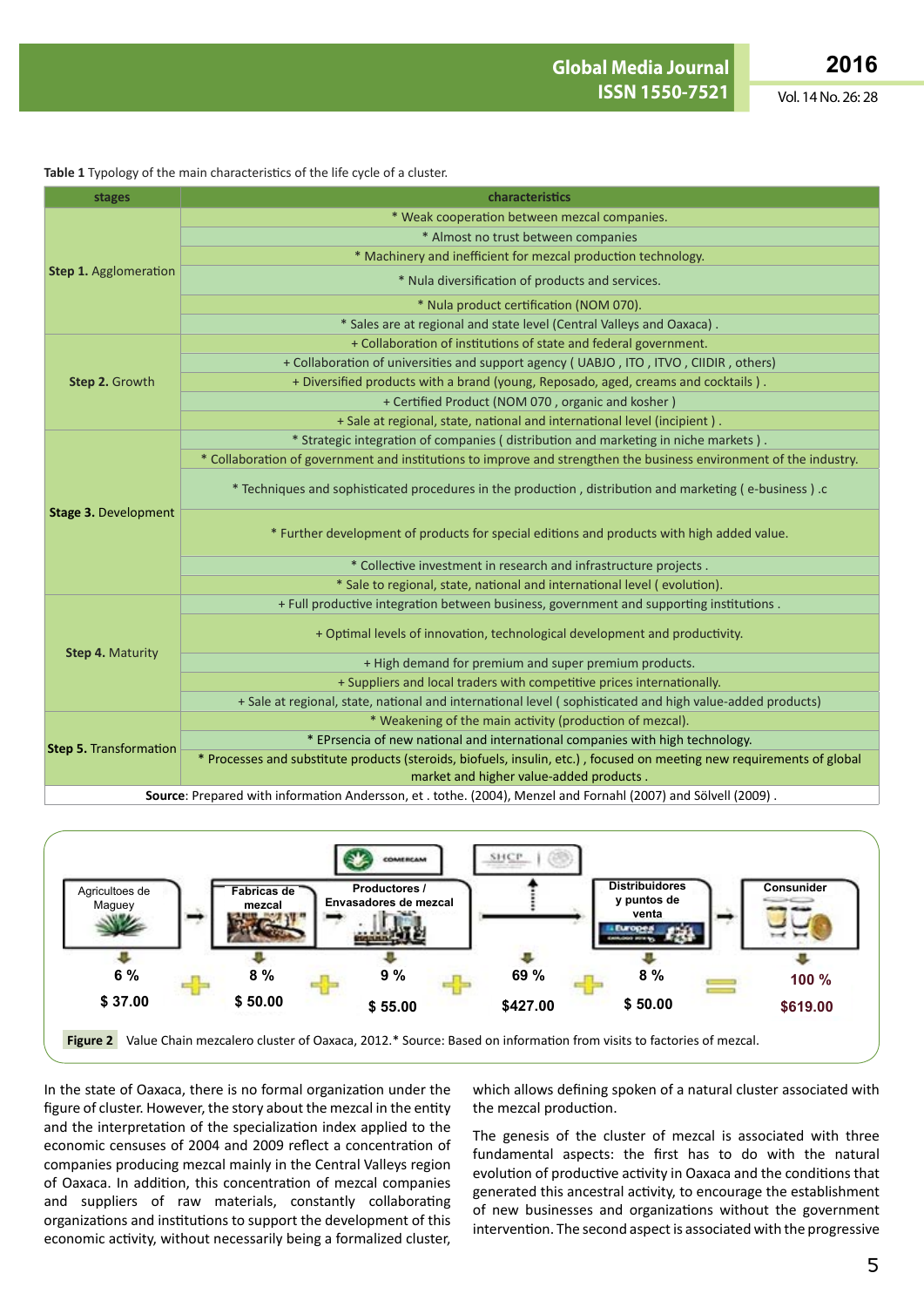**Table 1** Typology of the main characteristics of the life cycle of a cluster.

| stages | characteristics |
|---|---|
| **Step 1.** Agglomeration | * Weak cooperation between mezcal companies. |
| | * Almost no trust between companies |
| | * Machinery and inefficient for mezcal production technology. |
| | * Nula diversification of products and services. |
| | * Nula product certification (NOM 070). |
| | * Sales are at regional and state level (Central Valleys and Oaxaca) . |
| **Step 2.** Growth | + Collaboration of institutions of state and federal government. |
| | + Collaboration of universities and support agency ( UABJO , ITO , ITVO , CIIDIR , others) |
| | + Diversified products with a brand (young, Reposado, aged, creams and cocktails ) . |
| | + Certified Product (NOM 070 , organic and kosher ) |
| | + Sale at regional, state, national and international level (incipient ) . |
| **Stage 3.** Development | * Strategic integration of companies ( distribution and marketing in niche markets ) . |
| | * Collaboration of government and institutions to improve and strengthen the business environment of the industry. |
| | * Techniques and sophisticated procedures in the production , distribution and marketing ( e-business ) .c |
| | * Further development of products for special editions and products with high added value. |
| | * Collective investment in research and infrastructure projects . |
| | * Sale to regional, state, national and international level ( evolution). |
| **Step 4.** Maturity | + Full productive integration between business, government and supporting institutions . |
| | + Optimal levels of innovation, technological development and productivity. |
| | + High demand for premium and super premium products. |
| | + Suppliers and local traders with competitive prices internationally. |
| | + Sale at regional, state, national and international level ( sophisticated and high value-added products) |
| **Step 5.** Transformation | * Weakening of the main activity (production of mezcal). |
| | * EPrsencia of new national and international companies with high technology. |
| | * Processes and substitute products (steroids, biofuels, insulin, etc.) , focused on meeting new requirements of global market and higher value-added products . |

**Source**: Prepared with information Andersson, et . tothe. (2004), Menzel and Fornahl (2007) and Sölvell (2009) .

Agricultoes de Maguey
Fabricas de mezcal
Productores / Envasadores de mezcal
COMERCAM
SHCP
Distribuidores y puntos de venta
Consunider

6 % $ 37.00
8 % $ 50.00
9 % $ 55.00
69 % $427.00
8 % $ 50.00
100 % $619.00

**Figure 2** Value Chain mezcalero cluster of Oaxaca, 2012.* Source: Based on information from visits to factories of mezcal.

In the state of Oaxaca, there is no formal organization under the figure of cluster. However, the story about the mezcal in the entity and the interpretation of the specialization index applied to the economic censuses of 2004 and 2009 reflect a concentration of companies producing mezcal mainly in the Central Valleys region of Oaxaca. In addition, this concentration of mezcal companies and suppliers of raw materials, constantly collaborating organizations and institutions to support the development of this economic activity, without necessarily being a formalized cluster, which allows defining spoken of a natural cluster associated with the mezcal production.

The genesis of the cluster of mezcal is associated with three fundamental aspects: the first has to do with the natural evolution of productive activity in Oaxaca and the conditions that generated this ancestral activity, to encourage the establishment of new businesses and organizations without the government intervention. The second aspect is associated with the progressive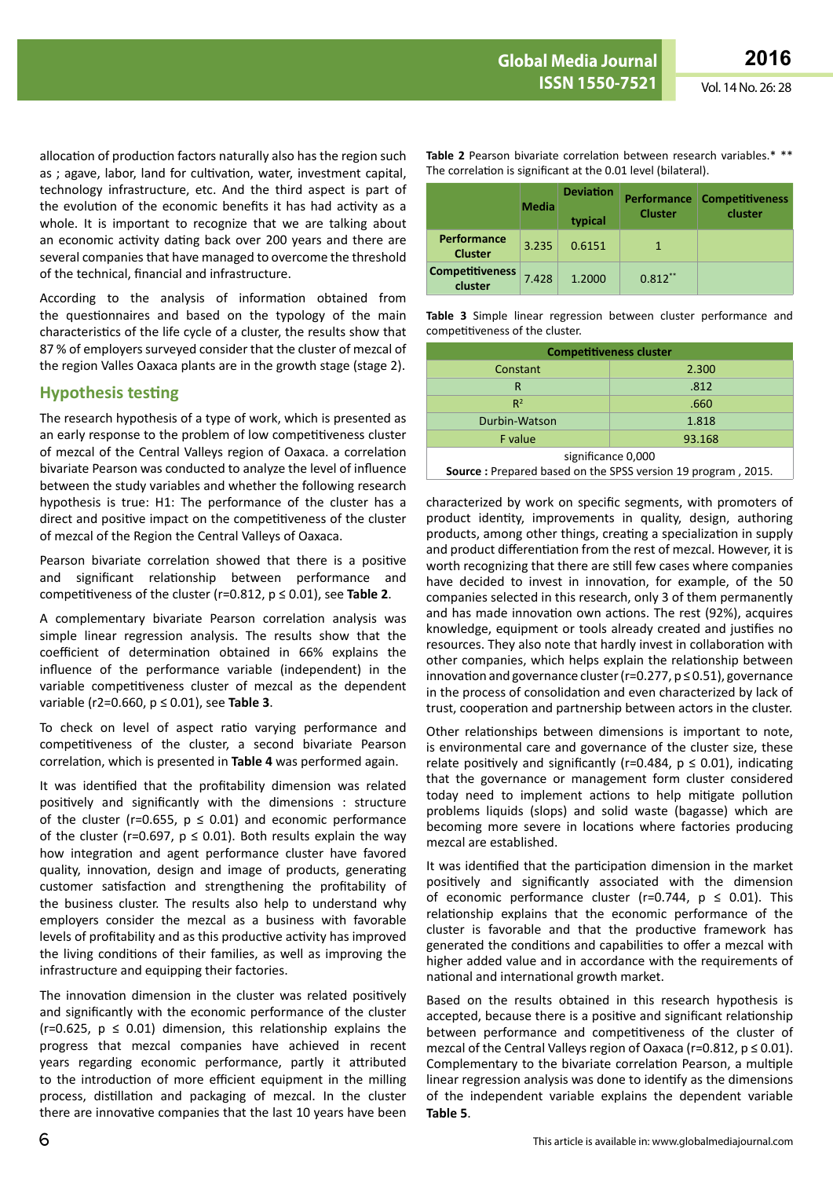allocation of production factors naturally also has the region such as ; agave, labor, land for cultivation, water, investment capital, technology infrastructure, etc. And the third aspect is part of the evolution of the economic benefits it has had activity as a whole. It is important to recognize that we are talking about an economic activity dating back over 200 years and there are several companies that have managed to overcome the threshold of the technical, financial and infrastructure.

According to the analysis of information obtained from the questionnaires and based on the typology of the main characteristics of the life cycle of a cluster, the results show that 87 % of employers surveyed consider that the cluster of mezcal of the region Valles Oaxaca plants are in the growth stage (stage 2).

## Hypothesis testing

The research hypothesis of a type of work, which is presented as an early response to the problem of low competitiveness cluster of mezcal of the Central Valleys region of Oaxaca. a correlation bivariate Pearson was conducted to analyze the level of influence between the study variables and whether the following research hypothesis is true: H1: The performance of the cluster has a direct and positive impact on the competitiveness of the cluster of mezcal of the Region the Central Valleys of Oaxaca.

Pearson bivariate correlation showed that there is a positive and significant relationship between performance and competitiveness of the cluster (r=0.812, p ≤ 0.01), see **Table 2**.

A complementary bivariate Pearson correlation analysis was simple linear regression analysis. The results show that the coefficient of determination obtained in 66% explains the influence of the performance variable (independent) in the variable competitiveness cluster of mezcal as the dependent variable (r2=0.660, p ≤ 0.01), see **Table 3**.

To check on level of aspect ratio varying performance and competitiveness of the cluster, a second bivariate Pearson correlation, which is presented in **Table 4** was performed again.

It was identified that the profitability dimension was related positively and significantly with the dimensions : structure of the cluster (r=0.655, p ≤ 0.01) and economic performance of the cluster (r=0.697, p ≤ 0.01). Both results explain the way how integration and agent performance cluster have favored quality, innovation, design and image of products, generating customer satisfaction and strengthening the profitability of the business cluster. The results also help to understand why employers consider the mezcal as a business with favorable levels of profitability and as this productive activity has improved the living conditions of their families, as well as improving the infrastructure and equipping their factories.

The innovation dimension in the cluster was related positively and significantly with the economic performance of the cluster (r=0.625, p ≤ 0.01) dimension, this relationship explains the progress that mezcal companies have achieved in recent years regarding economic performance, partly it attributed to the introduction of more efficient equipment in the milling process, distillation and packaging of mezcal. In the cluster there are innovative companies that the last 10 years have been

**Table 2** Pearson bivariate correlation between research variables.* ** The correlation is significant at the 0.01 level (bilateral).

| | Media | Deviation typical | Performance Cluster | Competitiveness cluster |
|---|---|---|---|---|
| Performance Cluster | 3.235 | 0.6151 | 1 | |
| Competitiveness cluster | 7.428 | 1.2000 | 0.812** | |

**Table 3** Simple linear regression between cluster performance and competitiveness of the cluster.

| Competitiveness cluster | |
|---|---|
| Constant | 2.300 |
| R | .812 |
| $R^2$ | .660 |
| Durbin-Watson | 1.818 |
| F value | 93.168 |
| significance 0,000 | |

**Source :** Prepared based on the SPSS version 19 program , 2015.

characterized by work on specific segments, with promoters of product identity, improvements in quality, design, authoring products, among other things, creating a specialization in supply and product differentiation from the rest of mezcal. However, it is worth recognizing that there are still few cases where companies have decided to invest in innovation, for example, of the 50 companies selected in this research, only 3 of them permanently and has made innovation own actions. The rest (92%), acquires knowledge, equipment or tools already created and justifies no resources. They also note that hardly invest in collaboration with other companies, which helps explain the relationship between innovation and governance cluster (r=0.277, p ≤ 0.51), governance in the process of consolidation and even characterized by lack of trust, cooperation and partnership between actors in the cluster.

Other relationships between dimensions is important to note, is environmental care and governance of the cluster size, these relate positively and significantly (r=0.484, p ≤ 0.01), indicating that the governance or management form cluster considered today need to implement actions to help mitigate pollution problems liquids (slops) and solid waste (bagasse) which are becoming more severe in locations where factories producing mezcal are established.

It was identified that the participation dimension in the market positively and significantly associated with the dimension of economic performance cluster (r=0.744, p ≤ 0.01). This relationship explains that the economic performance of the cluster is favorable and that the productive framework has generated the conditions and capabilities to offer a mezcal with higher added value and in accordance with the requirements of national and international growth market.

Based on the results obtained in this research hypothesis is accepted, because there is a positive and significant relationship between performance and competitiveness of the cluster of mezcal of the Central Valleys region of Oaxaca (r=0.812, p ≤ 0.01). Complementary to the bivariate correlation Pearson, a multiple linear regression analysis was done to identify as the dimensions of the independent variable explains the dependent variable **Table 5**.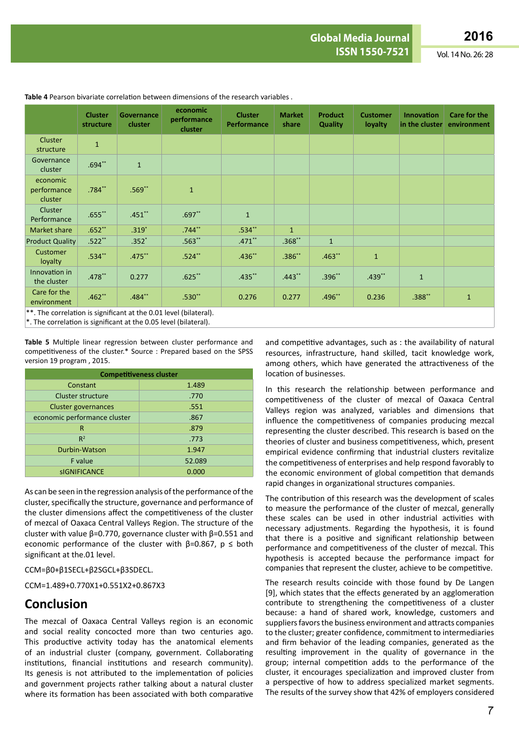**Table 4** Pearson bivariate correlation between dimensions of the research variables .

| | Cluster structure | Governance cluster | economic performance cluster | Cluster Performance | Market share | Product Quality | Customer loyalty | Innovation in the cluster | Care for the environment |
|---|---|---|---|---|---|---|---|---|---|
| Cluster structure | 1 | | | | | | | | |
| Governance cluster | .694** | 1 | | | | | | | |
| economic performance cluster | .784** | .569** | 1 | | | | | | |
| Cluster Performance | .655** | .451** | .697** | 1 | | | | | |
| Market share | .652** | .319* | .744** | .534** | 1 | | | | |
| Product Quality | .522** | .352* | .563** | .471** | .368** | 1 | | | |
| Customer loyalty | .534** | .475** | .524** | .436** | .386** | .463** | 1 | | |
| Innovation in the cluster | .478** | 0.277 | .625** | .435** | .443** | .396** | .439** | 1 | |
| Care for the environment | .462** | .484** | .530** | 0.276 | 0.277 | .496** | 0.236 | .388** | 1 |

**. The correlation is significant at the 0.01 level (bilateral).
*. The correlation is significant at the 0.05 level (bilateral).

**Table 5** Multiple linear regression between cluster performance and competitiveness of the cluster.* Source : Prepared based on the SPSS version 19 program , 2015.

| Competitiveness cluster | |
|---|---|
| Constant | 1.489 |
| Cluster structure | .770 |
| Cluster governances | .551 |
| economic performance cluster | .867 |
| R | .879 |
| $R^2$ | .773 |
| Durbin-Watson | 1.947 |
| F value | 52.089 |
| sIGNIFICANCE | 0.000 |

As can be seen in the regression analysis of the performance of the cluster, specifically the structure, governance and performance of the cluster dimensions affect the competitiveness of the cluster of mezcal of Oaxaca Central Valleys Region. The structure of the cluster with value $\beta=0.770$, governance cluster with $\beta=0.551$ and economic performance of the cluster with $\beta=0.867$, $p \leq$ both significant at the.01 level.

$$CCM=\beta0+\beta1SECL+\beta2SGCL+\beta3SDECL.$$

$$CCM=1.489+0.770X1+0.551X2+0.867X3$$

## Conclusion

The mezcal of Oaxaca Central Valleys region is an economic and social reality concocted more than two centuries ago. This productive activity today has the anatomical elements of an industrial cluster (company, government. Collaborating institutions, financial institutions and research community). Its genesis is not attributed to the implementation of policies and government projects rather talking about a natural cluster where its formation has been associated with both comparative and competitive advantages, such as : the availability of natural resources, infrastructure, hand skilled, tacit knowledge work, among others, which have generated the attractiveness of the location of businesses.

In this research the relationship between performance and competitiveness of the cluster of mezcal of Oaxaca Central Valleys region was analyzed, variables and dimensions that influence the competitiveness of companies producing mezcal representing the cluster described. This research is based on the theories of cluster and business competitiveness, which, present empirical evidence confirming that industrial clusters revitalize the competitiveness of enterprises and help respond favorably to the economic environment of global competition that demands rapid changes in organizational structures companies.

The contribution of this research was the development of scales to measure the performance of the cluster of mezcal, generally these scales can be used in other industrial activities with necessary adjustments. Regarding the hypothesis, it is found that there is a positive and significant relationship between performance and competitiveness of the cluster of mezcal. This hypothesis is accepted because the performance impact for companies that represent the cluster, achieve to be competitive.

The research results coincide with those found by De Langen [9], which states that the effects generated by an agglomeration contribute to strengthening the competitiveness of a cluster because: a hand of shared work, knowledge, customers and suppliers favors the business environment and attracts companies to the cluster; greater confidence, commitment to intermediaries and firm behavior of the leading companies, generated as the resulting improvement in the quality of governance in the group; internal competition adds to the performance of the cluster, it encourages specialization and improved cluster from a perspective of how to address specialized market segments. The results of the survey show that 42% of employers considered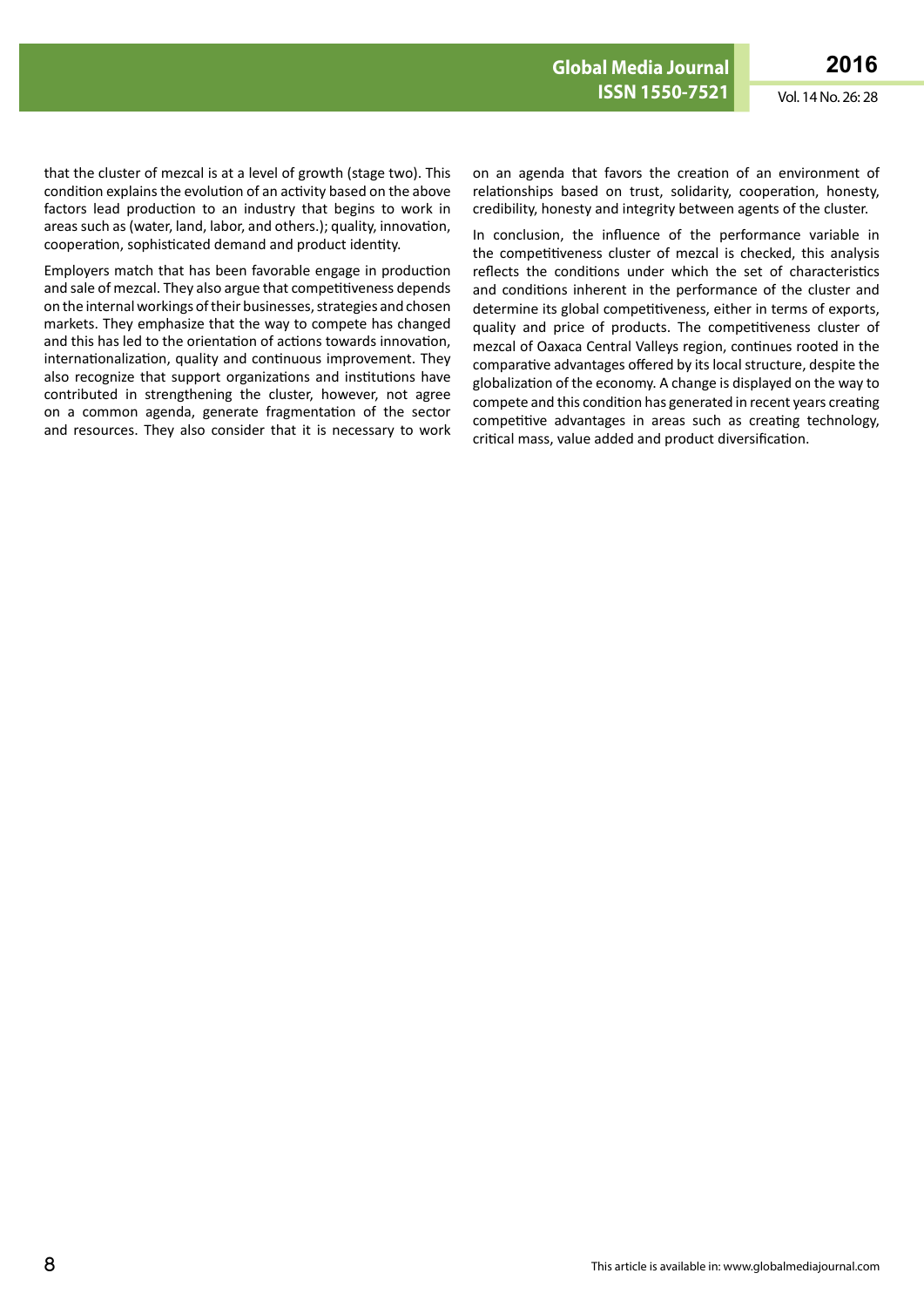that the cluster of mezcal is at a level of growth (stage two). This condition explains the evolution of an activity based on the above factors lead production to an industry that begins to work in areas such as (water, land, labor, and others.); quality, innovation, cooperation, sophisticated demand and product identity.

Employers match that has been favorable engage in production and sale of mezcal. They also argue that competitiveness depends on the internal workings of their businesses, strategies and chosen markets. They emphasize that the way to compete has changed and this has led to the orientation of actions towards innovation, internationalization, quality and continuous improvement. They also recognize that support organizations and institutions have contributed in strengthening the cluster, however, not agree on a common agenda, generate fragmentation of the sector and resources. They also consider that it is necessary to work on an agenda that favors the creation of an environment of relationships based on trust, solidarity, cooperation, honesty, credibility, honesty and integrity between agents of the cluster.

In conclusion, the influence of the performance variable in the competitiveness cluster of mezcal is checked, this analysis reflects the conditions under which the set of characteristics and conditions inherent in the performance of the cluster and determine its global competitiveness, either in terms of exports, quality and price of products. The competitiveness cluster of mezcal of Oaxaca Central Valleys region, continues rooted in the comparative advantages offered by its local structure, despite the globalization of the economy. A change is displayed on the way to compete and this condition has generated in recent years creating competitive advantages in areas such as creating technology, critical mass, value added and product diversification.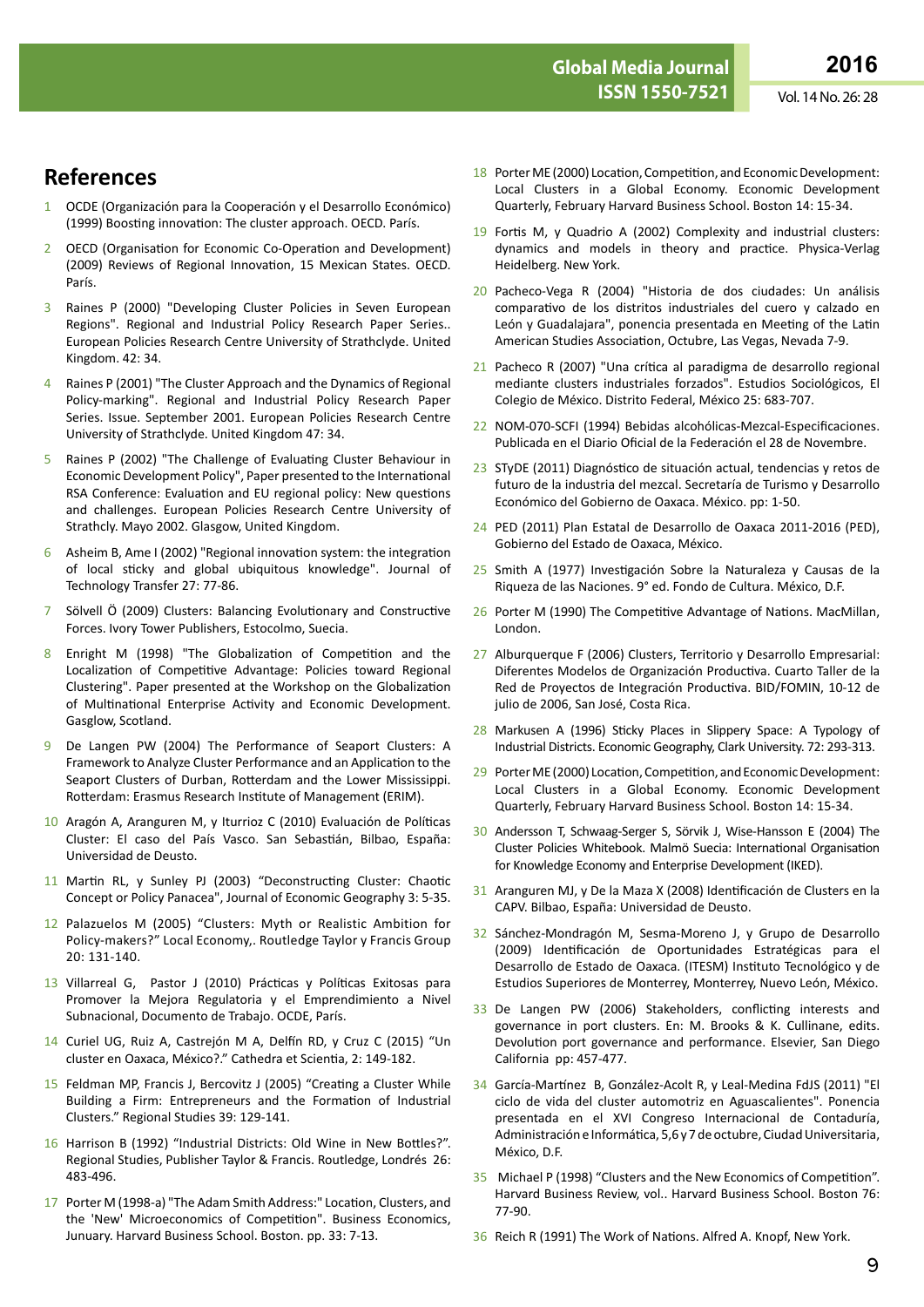## References

1. OCDE (Organización para la Cooperación y el Desarrollo Económico) (1999) Boosting innovation: The cluster approach. OECD. París.

2. OECD (Organisation for Economic Co-Operation and Development) (2009) Reviews of Regional Innovation, 15 Mexican States. OECD. París.

3. Raines P (2000) "Developing Cluster Policies in Seven European Regions". Regional and Industrial Policy Research Paper Series.. European Policies Research Centre University of Strathclyde. United Kingdom. 42: 34.

4. Raines P (2001) "The Cluster Approach and the Dynamics of Regional Policy-marking". Regional and Industrial Policy Research Paper Series. Issue. September 2001. European Policies Research Centre University of Strathclyde. United Kingdom 47: 34.

5. Raines P (2002) "The Challenge of Evaluating Cluster Behaviour in Economic Development Policy", Paper presented to the International RSA Conference: Evaluation and EU regional policy: New questions and challenges. European Policies Research Centre University of Strathcly. Mayo 2002. Glasgow, United Kingdom.

6. Asheim B, Ame I (2002) "Regional innovation system: the integration of local sticky and global ubiquitous knowledge". Journal of Technology Transfer 27: 77-86.

7. Sölvell Ö (2009) Clusters: Balancing Evolutionary and Constructive Forces. Ivory Tower Publishers, Estocolmo, Suecia.

8. Enright M (1998) "The Globalization of Competition and the Localization of Competitive Advantage: Policies toward Regional Clustering". Paper presented at the Workshop on the Globalization of Multinational Enterprise Activity and Economic Development. Gasglow, Scotland.

9. De Langen PW (2004) The Performance of Seaport Clusters: A Framework to Analyze Cluster Performance and an Application to the Seaport Clusters of Durban, Rotterdam and the Lower Mississippi. Rotterdam: Erasmus Research Institute of Management (ERIM).

10. Aragón A, Aranguren M, y Iturrioz C (2010) Evaluación de Políticas Cluster: El caso del País Vasco. San Sebastián, Bilbao, España: Universidad de Deusto.

11. Martin RL, y Sunley PJ (2003) "Deconstructing Cluster: Chaotic Concept or Policy Panacea", Journal of Economic Geography 3: 5-35.

12. Palazuelos M (2005) "Clusters: Myth or Realistic Ambition for Policy-makers?" Local Economy,. Routledge Taylor y Francis Group 20: 131-140.

13. Villarreal G, Pastor J (2010) Prácticas y Políticas Exitosas para Promover la Mejora Regulatoria y el Emprendimiento a Nivel Subnacional, Documento de Trabajo. OCDE, París.

14. Curiel UG, Ruiz A, Castrejón M A, Delfín RD, y Cruz C (2015) "Un cluster en Oaxaca, México?." Cathedra et Scientia, 2: 149-182.

15. Feldman MP, Francis J, Bercovitz J (2005) "Creating a Cluster While Building a Firm: Entrepreneurs and the Formation of Industrial Clusters." Regional Studies 39: 129-141.

16. Harrison B (1992) "Industrial Districts: Old Wine in New Bottles?". Regional Studies, Publisher Taylor & Francis. Routledge, Londrés 26: 483-496.

17. Porter M (1998-a) "The Adam Smith Address:" Location, Clusters, and the 'New' Microeconomics of Competition". Business Economics, Junuary. Harvard Business School. Boston. pp. 33: 7-13.

18. Porter ME (2000) Location, Competition, and Economic Development: Local Clusters in a Global Economy. Economic Development Quarterly, February Harvard Business School. Boston 14: 15-34.

19. Fortis M, y Quadrio A (2002) Complexity and industrial clusters: dynamics and models in theory and practice. Physica-Verlag Heidelberg. New York.

20. Pacheco-Vega R (2004) "Historia de dos ciudades: Un análisis comparativo de los distritos industriales del cuero y calzado en León y Guadalajara", ponencia presentada en Meeting of the Latin American Studies Association, Octubre, Las Vegas, Nevada 7-9.

21. Pacheco R (2007) "Una crítica al paradigma de desarrollo regional mediante clusters industriales forzados". Estudios Sociológicos, El Colegio de México. Distrito Federal, México 25: 683-707.

22. NOM-070-SCFI (1994) Bebidas alcohólicas-Mezcal-Especificaciones. Publicada en el Diario Oficial de la Federación el 28 de Noviembre.

23. STyDE (2011) Diagnóstico de situación actual, tendencias y retos de futuro de la industria del mezcal. Secretaría de Turismo y Desarrollo Económico del Gobierno de Oaxaca. México. pp: 1-50.

24. PED (2011) Plan Estatal de Desarrollo de Oaxaca 2011-2016 (PED), Gobierno del Estado de Oaxaca, México.

25. Smith A (1977) Investigación Sobre la Naturaleza y Causas de la Riqueza de las Naciones. 9° ed. Fondo de Cultura. México, D.F.

26. Porter M (1990) The Competitive Advantage of Nations. MacMillan, London.

27. Alburquerque F (2006) Clusters, Territorio y Desarrollo Empresarial: Diferentes Modelos de Organización Productiva. Cuarto Taller de la Red de Proyectos de Integración Productiva. BID/FOMIN, 10-12 de julio de 2006, San José, Costa Rica.

28. Markusen A (1996) Sticky Places in Slippery Space: A Typology of Industrial Districts. Economic Geography, Clark University. 72: 293-313.

29. Porter ME (2000) Location, Competition, and Economic Development: Local Clusters in a Global Economy. Economic Development Quarterly, February Harvard Business School. Boston 14: 15-34.

30. Andersson T, Schwaag-Serger S, Sörvik J, Wise-Hansson E (2004) The Cluster Policies Whitebook. Malmö Suecia: International Organisation for Knowledge Economy and Enterprise Development (IKED).

31. Aranguren MJ, y De la Maza X (2008) Identificación de Clusters en la CAPV. Bilbao, España: Universidad de Deusto.

32. Sánchez-Mondragón M, Sesma-Moreno J, y Grupo de Desarrollo (2009) Identificación de Oportunidades Estratégicas para el Desarrollo de Estado de Oaxaca. (ITESM) Instituto Tecnológico y de Estudios Superiores de Monterrey, Monterrey, Nuevo León, México.

33. De Langen PW (2006) Stakeholders, conflicting interests and governance in port clusters. En: M. Brooks & K. Cullinane, edits. Devolution port governance and performance. Elsevier, San Diego California pp: 457-477.

34. García-Martínez B, González-Acolt R, y Leal-Medina FdJS (2011) "El ciclo de vida del cluster automotriz en Aguascalientes". Ponencia presentada en el XVI Congreso Internacional de Contaduría, Administración e Informática, 5,6 y 7 de octubre, Ciudad Universitaria, México, D.F.

35. Michael P (1998) "Clusters and the New Economics of Competition". Harvard Business Review, vol.. Harvard Business School. Boston 76: 77-90.

36. Reich R (1991) The Work of Nations. Alfred A. Knopf, New York.